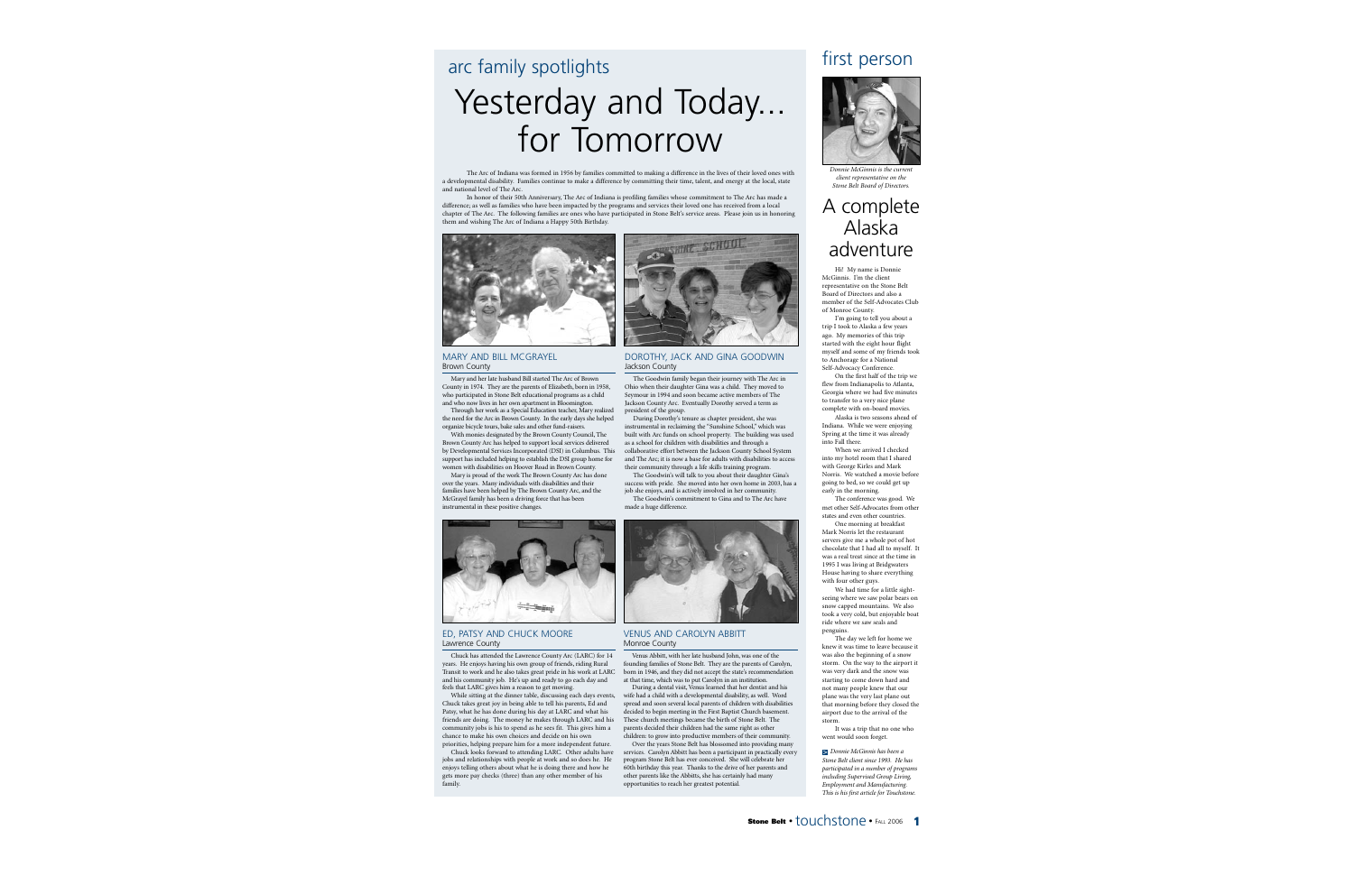## arc family spotlights

# Yesterday and Today... for Tomorrow

The Arc of Indiana was formed in 1956 by families committed to making a difference in the lives of their loved ones with a developmental disability. Families continue to make a difference by committing their time, talent, and energy at the local, state and national level of The Arc.

In honor of their 50th Anniversary, The Arc of Indiana is profiling families whose commitment to The Arc has made a difference; as well as families who have been impacted by the programs and services their loved one has received from a local chapter of The Arc. The following families are ones who have participated in Stone Belt's service areas. Please join us in honoring them and wishing The Arc of Indiana a Happy 50th Birthday.

### MARY AND BILL MCGRAYEL
Brown County

Mary and her late husband Bill started The Arc of Brown County in 1974. They are the parents of Elizabeth, born in 1958, who participated in Stone Belt educational programs as a child and who now lives in her own apartment in Bloomington.

Through her work as a Special Education teacher, Mary realized the need for the Arc in Brown County. In the early days she helped organize bicycle tours, bake sales and other fund-raisers.

With monies designated by the Brown County Council, The Brown County Arc has helped to support local services delivered by Developmental Services Incorporated (DSI) in Columbus. This support has included helping to establish the DSI group home for women with disabilities on Hoover Road in Brown County.

Mary is proud of the work The Brown County Arc has done over the years. Many individuals with disabilities and their families have been helped by The Brown County Arc, and the McGrayel family has been a driving force that has been instrumental in these positive changes.

### DOROTHY, JACK AND GINA GOODWIN
Jackson County

The Goodwin family began their journey with The Arc in Ohio when their daughter Gina was a child. They moved to Seymour in 1994 and soon became active members of The Jackson County Arc. Eventually Dorothy served a term as president of the group.

During Dorothy's tenure as chapter president, she was instrumental in reclaiming the "Sunshine School," which was built with Arc funds on school property. The building was used as a school for children with disabilities and through a collaborative effort between the Jackson County School System and The Arc; it is now a base for adults with disabilities to access their community through a life skills training program.

The Goodwin's will talk to you about their daughter Gina's success with pride. She moved into her own home in 2003, has a job she enjoys, and is actively involved in her community.

The Goodwin's commitment to Gina and to The Arc have made a huge difference.

### ED, PATSY AND CHUCK MOORE
Lawrence County

Chuck has attended the Lawrence County Arc (LARC) for 14 years. He enjoys having his own group of friends, riding Rural Transit to work and he also takes great pride in his work at LARC and his community job. He's up and ready to go each day and feels that LARC gives him a reason to get moving.

While sitting at the dinner table, discussing each days events, Chuck takes great joy in being able to tell his parents, Ed and Patsy, what he has done during his day at LARC and what his friends are doing. The money he makes through LARC and his community jobs is his to spend as he sees fit. This gives him a chance to make his own choices and decide on his own priorities, helping prepare him for a more independent future.

Chuck looks forward to attending LARC. Other adults have jobs and relationships with people at work and so does he. He enjoys telling others about what he is doing there and how he gets more pay checks (three) than any other member of his family.

### VENUS AND CAROLYN ABBITT
Monroe County

Venus Abbitt, with her late husband John, was one of the founding families of Stone Belt. They are the parents of Carolyn, born in 1946, and they did not accept the state's recommendation at that time, which was to put Carolyn in an institution.

During a dental visit, Venus learned that her dentist and his wife had a child with a developmental disability, as well. Word spread and soon several local parents of children with disabilities decided to begin meeting in the First Baptist Church basement. These church meetings became the birth of Stone Belt. The parents decided their children had the same right as other children: to grow into productive members of their community.

Over the years Stone Belt has blossomed into providing many services. Carolyn Abbitt has been a participant in practically every program Stone Belt has ever conceived. She will celebrate her 60th birthday this year. Thanks to the drive of her parents and other parents like the Abbitts, she has certainly had many opportunities to reach her greatest potential.

## first person

*Donnie McGinnis is the current client representative on the Stone Belt Board of Directors.*

# A complete Alaska adventure

Hi! My name is Donnie McGinnis. I'm the client representative on the Stone Belt Board of Directors and also a member of the Self-Advocates Club of Monroe County.

I'm going to tell you about a trip I took to Alaska a few years ago. My memories of this trip started with the eight hour flight myself and some of my friends took to Anchorage for a National Self-Advocacy Conference.

On the first half of the trip we flew from Indianapolis to Atlanta, Georgia where we had five minutes to transfer to a very nice plane complete with on-board movies.

Alaska is two seasons ahead of Indiana. While we were enjoying Spring at the time it was already into Fall there.

When we arrived I checked into my hotel room that I shared with George Kirles and Mark Norris. We watched a movie before going to bed, so we could get up early in the morning.

The conference was good. We met other Self-Advocates from other states and even other countries.

One morning at breakfast Mark Norris let the restaurant servers give me a whole pot of hot chocolate that I had all to myself. It was a real treat since at the time in 1995 I was living at Bridgewaters House having to share everything with four other guys.

We had time for a little sight-seeing where we saw polar bears on snow capped mountains. We also took a very cold, but enjoyable boat ride where we saw seals and penguins.

The day we left for home we knew it was time to leave because it was also the beginning of a snow storm. On the way to the airport it was very dark and the snow was starting to come down hard and not many people knew that our plane was the very last plane out that morning before they closed the airport due to the arrival of the storm.

It was a trip that no one who went would soon forget.

*Donnie McGinnis has been a Stone Belt client since 1993. He has participated in a number of programs including Supervised Group Living, Employment and Manufacturing. This is his first article for Touchstone.*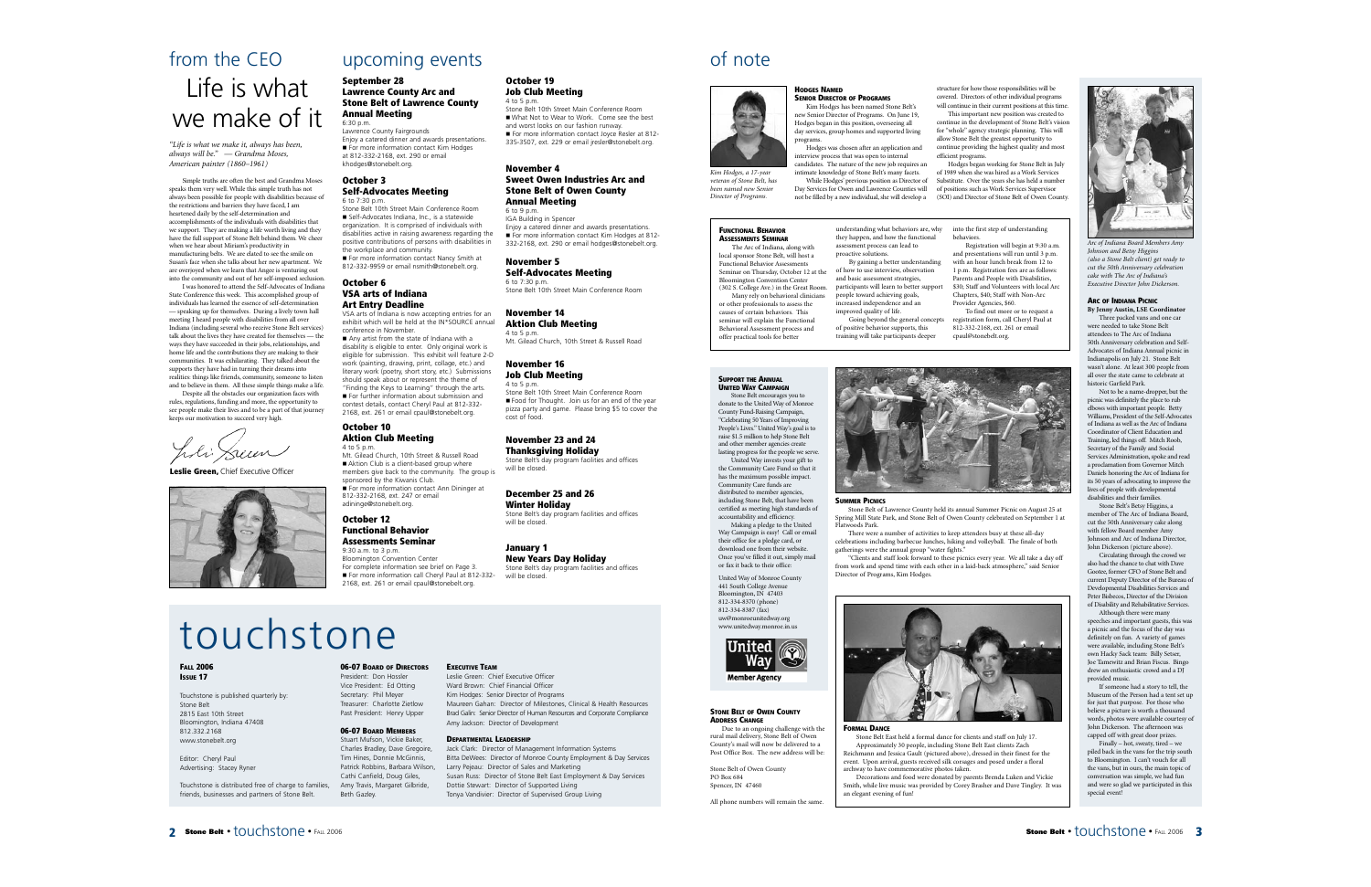# from the CEO

# Life is what we make of it

*"Life is what we make it, always has been, always will be." — Grandma Moses, American painter (1860–1961)*

Simple truths are often the best and Grandma Moses speaks them very well. While this simple truth has not always been possible for people with disabilities because of the restrictions and barriers they have faced, I am heartened daily by the self-determination and accomplishments of the individuals with disabilities that we support. They are making a life worth living and they have the full support of Stone Belt behind them. We cheer when we hear about Miriam's productivity in manufacturing belts. We are elated to see the smile on Susan's face when she talks about her new apartment. We are overjoyed when we learn that Angee is venturing out into the community and out of her self-imposed seclusion.

I was honored to attend the Self-Advocates of Indiana State Conference this week. This accomplished group of individuals has learned the essence of self-determination — speaking up for themselves. During a lively town hall meeting I heard people with disabilities from all over Indiana (including several who receive Stone Belt services) talk about the lives they have created for themselves — the ways they have succeeded in their jobs, relationships, and home life and the contributions they are making to their communities. It was exhilarating. They talked about the supports they have had in turning their dreams into realities: things like friends, community, someone to listen and to believe in them. All these simple things make a life.

Despite all the obstacles our organization faces with rules, regulations, funding and more, the opportunity to see people make their lives and to be a part of that journey keeps our motivation to succeed very high.

**Leslie Green,** Chief Executive Officer

# upcoming events

### September 28
### Lawrence County Arc and Stone Belt of Lawrence County Annual Meeting

6:30 p.m.
Lawrence County Fairgrounds
Enjoy a catered dinner and awards presentations.
■ For more information contact Kim Hodges at 812-332-2168, ext. 290 or email khodges@stonebelt.org.

### October 3
### Self-Advocates Meeting

6 to 7:30 p.m.
Stone Belt 10th Street Main Conference Room
■ Self-Advocates Indiana, Inc., is a statewide organization. It is comprised of individuals with disabilities active in raising awareness regarding the positive contributions of persons with disabilities in the workplace and community.
■ For more information contact Nancy Smith at 812-332-9959 or email nsmith@stonebelt.org.

### October 6
### VSA arts of Indiana Art Entry Deadline

VSA arts of Indiana is now accepting entries for an exhibit which will be held at the IN*SOURCE annual conference in November.
■ Any artist from the state of Indiana with a disability is eligible to enter. Only original work is eligible for submission. This exhibit will feature 2-D work (painting, drawing, print, collage, etc.) and literary work (poetry, short story, etc.) Submissions should speak about or represent the theme of "Finding the Keys to Learning" through the arts.
■ For further information about submission and contest details, contact Cheryl Paul at 812-332-2168, ext. 261 or email cpaul@stonebelt.org.

### October 10
### Aktion Club Meeting

4 to 5 p.m.
Mt. Gilead Church, 10th Street & Russell Road
■ Aktion Club is a client-based group where members give back to the community. The group is sponsored by the Kiwanis Club.
■ For more information contact Ann Dininger at 812-332-2168, ext. 247 or email adininger@stonebelt.org.

### October 12
### Functional Behavior Assessments Seminar

9:30 a.m. to 3 p.m.
Bloomington Convention Center
For complete information see brief on Page 3.
■ For more information call Cheryl Paul at 812-332-2168, ext. 261 or email cpaul@stonebelt.org.

### October 19
### Job Club Meeting

4 to 5 p.m.
Stone Belt 10th Street Main Conference Room
■ What Not to Wear to Work. Come see the best and worst looks on our fashion runway.
■ For more information contact Joyce Resler at 812-335-3507, ext. 229 or email jresler@stonebelt.org.

### November 4
### Sweet Owen Industries Arc and Stone Belt of Owen County Annual Meeting

6 to 9 p.m.
IGA Building in Spencer
Enjoy a catered dinner and awards presentations.
■ For more information contact Kim Hodges at 812-332-2168, ext. 290 or email hodges@stonebelt.org.

### November 5
### Self-Advocates Meeting

6 to 7:30 p.m.
Stone Belt 10th Street Main Conference Room

### November 14
### Aktion Club Meeting

4 to 5 p.m.
Mt. Gilead Church, 10th Street & Russell Road

### November 16
### Job Club Meeting

4 to 5 p.m.
Stone Belt 10th Street Main Conference Room
■ Food for Thought. Join us for an end of the year pizza party and game. Please bring $5 to cover the cost of food.

### November 23 and 24
### Thanksgiving Holiday

Stone Belt's day program facilities and offices will be closed.

### December 25 and 26
### Winter Holiday

Stone Belt's day program facilities and offices will be closed.

### January 1
### New Years Day Holiday

Stone Belt's day program facilities and offices will be closed.

# touchstone

**Fall 2006**
**Issue 17**

Touchstone is published quarterly by:
Stone Belt
2815 East 10th Street
Bloomington, Indiana 47408
812.332.2168
www.stonebelt.org

Editor: Cheryl Paul
Advertising: Stacey Ryner

Touchstone is distributed free of charge to families, friends, businesses and partners of Stone Belt.

**06-07 Board of Directors**
President: Don Hossler
Vice President: Ed Otting
Secretary: Phil Meyer
Treasurer: Charlotte Zietlow
Past President: Henry Upper

**06-07 Board Members**
Stuart Mufson, Vickie Baker, Charles Bradley, Dave Gregoire, Tim Hines, Donnie McGinnis, Patrick Robbins, Barbara Wilson, Cathi Canfield, Doug Giles, Amy Travis, Margaret Gilbride, Beth Gazley.

**Executive Team**
Leslie Green: Chief Executive Officer
Ward Brown: Chief Financial Officer
Kim Hodges: Senior Director of Programs
Maureen Gahan: Director of Milestones, Clinical & Health Resources
Brad Galin: Senior Director of Human Resources and Corporate Compliance
Amy Jackson: Director of Development

**Departmental Leadership**
Jack Clark: Director of Management Information Systems
Bitta DeWees: Director of Monroe County Employment & Day Services
Larry Pejeau: Director of Sales and Marketing
Susan Russ: Director of Stone Belt East Employment & Day Services
Dottie Stewart: Director of Supported Living
Tonya Vandivier: Director of Supervised Group Living

# of note

### Hodges Named Senior Director of Programs

*Kim Hodges, a 17-year veteran of Stone Belt, has been named new Senior Director of Programs.*

Kim Hodges has been named Stone Belt's new Senior Director of Programs. On June 19, Hodges began in this position, overseeing all day services, group homes and supported living programs.

Hodges was chosen after an application and interview process that was open to internal candidates. The nature of the new job requires an intimate knowledge of Stone Belt's many facets.

While Hodges' previous position as Director of Day Services for Owen and Lawrence Counties will not be filled by a new individual, she will develop a structure for how those responsibilities will be covered. Directors of other individual programs will continue in their current positions at this time.

This important new position was created to continue in the development of Stone Belt's vision for "whole" agency strategic planning. This will allow Stone Belt the greatest opportunity to continue providing the highest quality and most efficient programs.

Hodges began working for Stone Belt in July of 1989 when she was hired as a Work Services Substitute. Over the years she has held a number of positions such as Work Services Supervisor (SOI) and Director of Stone Belt of Owen County.

### Functional Behavior Assessments Seminar

The Arc of Indiana, along with local sponsor Stone Belt, will host a Functional Behavior Assessments Seminar on Thursday, October 12 at the Bloomington Convention Center (302 S. College Ave.) in the Great Room.

Many rely on behavioral clinicians or other professionals to assess the causes of certain behaviors. This seminar will explain the Functional Behavioral Assessment process and offer practical tools for better understanding what behaviors are, why they happen, and how the functional assessment process can lead to proactive solutions.

By gaining a better understanding of how to use interview, observation and basic assessment strategies, participants will learn to better support people toward achieving goals, increased independence and an improved quality of life.

Going beyond the general concepts of positive behavior supports, this training will take participants deeper into the first step of understanding behaviors.

Registration will begin at 9:30 a.m. and presentations will run until 3 p.m. with an hour lunch break from 12 to 1 p.m. Registration fees are as follows: Parents and People with Disabilities, $30; Staff and Volunteers with local Arc Chapters, $40; Staff with Non-Arc Provider Agencies, $60.

To find out more or to request a registration form, call Cheryl Paul at 812-332-2168, ext. 261 or email cpaul@stonebelt.org.

### Support the Annual United Way Campaign

Stone Belt encourages you to donate to the United Way of Monroe County Fund-Raising Campaign, "Celebrating 50 Years of Improving People's Lives." United Way's goal is to raise $1.5 million to help Stone Belt and other member agencies create lasting progress for the people we serve.

United Way invests your gift to the Community Care Fund so that it has the maximum possible impact. Community Care funds are distributed to member agencies, including Stone Belt, that have been certified as meeting high standards of accountability and efficiency.

Making a pledge to the United Way Campaign is easy! Call or email their office for a pledge card, or download one from their website. Once you've filled it out, simply mail or fax it back to their office:

United Way of Monroe County
441 South College Avenue
Bloomington, IN 47403
812-334-8370 (phone)
812-334-8387 (fax)
uw@monroeunitedway.org
www.unitedway.monroe.in.us

United Way Member Agency

### Stone Belt of Owen County Address Change

Due to an ongoing challenge with the rural mail delivery, Stone Belt of Owen County's mail will now be delivered to a Post Office Box. The new address will be:

Stone Belt of Owen County
PO Box 684
Spencer, IN 47460

All phone numbers will remain the same.

### Summer Picnics

Stone Belt of Lawrence County held its annual Summer Picnic on August 25 at Spring Mill State Park, and Stone Belt of Owen County celebrated on September 1 at Flatwoods Park.

There were a number of activities to keep attendees busy at these all-day celebrations including barbecue lunches, hiking and volleyball. The finale of both gatherings were the annual group "water fights."

"Clients and staff look forward to these picnics every year. We all take a day off from work and spend time with each other in a laid-back atmosphere," said Senior Director of Programs, Kim Hodges.

### Formal Dance

Stone Belt East held a formal dance for clients and staff on July 17. Approximately 30 people, including Stone Belt East clients Zach Reichmann and Jessica Gault (pictured above), dressed in their finest for the event. Upon arrival, guests received silk corsages and posed under a floral archway to have commemorative photos taken.

Decorations and food were donated by parents Brenda Luken and Vickie Smith, while live music was provided by Corey Brasher and Dave Tingley. It was an elegant evening of fun!

*Arc of Indiana Board Members Amy Johnson and Betsy Higgins (also a Stone Belt client) get ready to cut the 50th Anniversary celebration cake with The Arc of Indiana's Executive Director John Dickerson.*

### Arc of Indiana Picnic

**By Jenny Austin, LSE Coordinator**

Three packed vans and one car were needed to take Stone Belt attendees to The Arc of Indiana 50th Anniversary celebration and Self-Advocates of Indiana Annual picnic in Indianapolis on July 21. Stone Belt wasn't alone. At least 300 people from all over the state came to celebrate at historic Garfield Park.

Not to be a name-dropper, but the picnic was definitely the place to rub elbows with important people. Betty Williams, President of the Self-Advocates of Indiana as well as the Arc of Indiana Coordinator of Client Education and Training, led things off. Mitch Roob, Secretary of the Family and Social Services Administration, spoke and read a proclamation from Governor Mitch Daniels honoring the Arc of Indiana for its 50 years of advocating to improve the lives of people with developmental disabilities and their families.

Stone Belt's Betsy Higgins, a member of The Arc of Indiana Board, cut the 50th Anniversary cake along with fellow Board member Amy Johnson and Arc of Indiana Director, John Dickerson (picture above).

Circulating through the crowd we also had the chance to chat with Dave Gootee, former CFO of Stone Belt and current Deputy Director of the Bureau of Developmental Disabilities Services and Peter Bisbecos, Director of the Division of Disability and Rehabilitative Services.

Although there were many speeches and important guests, this was a picnic and the focus of the day was definitely on fun. A variety of games were available, including Stone Belt's own Hacky Sack team: Billy Setser, Joe Tamewitz and Brian Fiscus. Bingo drew an enthusiastic crowd and a DJ provided music.

If someone had a story to tell, the Museum of the Person had a tent set up for just that purpose. For those who believe a picture is worth a thousand words, photos were available courtesy of John Dickerson. The afternoon was capped off with great door prizes.

Finally – hot, sweaty, tired – we piled back in the vans for the trip south to Bloomington. I can't vouch for all the vans, but in ours, the main topic of conversation was simple, we had fun and were so glad we participated in this special event!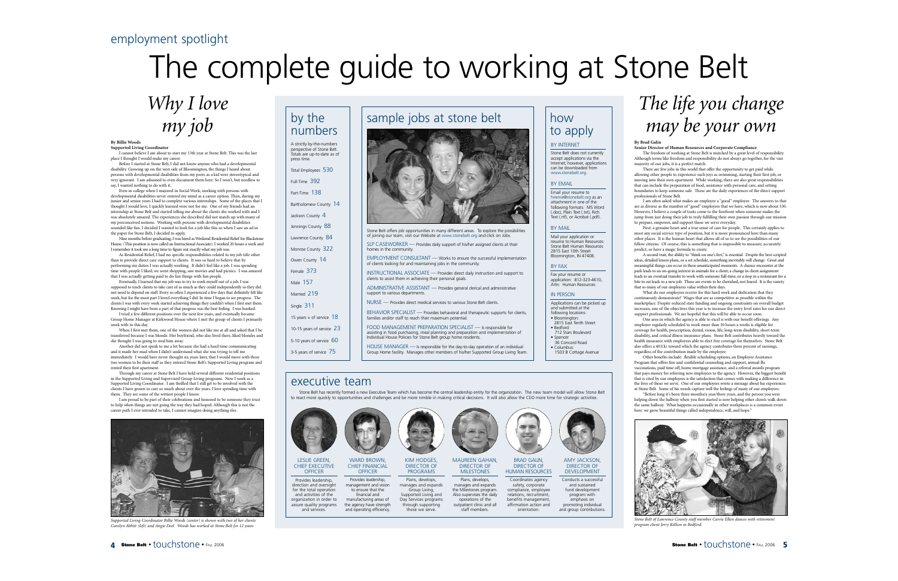employment spotlight

# The complete guide to working at Stone Belt

## *Why I love my job*

**By Billie Woods**
**Supported Living Coordinator**

I cannot believe I am about to start my 13th year at Stone Belt. This was the last place I thought I would make my career.

Before I started at Stone Belt, I did not know anyone who had a developmental disability. Growing up on the west side of Bloomington, the things I heard about persons with developmental disabilities from my peers as a kid were stereotypical and very ignorant. I am ashamed to even document them here. So I won't, but needless to say, I wanted nothing to do with it.

Even in college when I majored in Social Work, working with persons with developmental disabilities never entered my mind as a career option. Then, during my junior and senior years I had to complete various internships. Some of the places that I thought I would love, I quickly learned were not for me. One of my friends had an internship at Stone Belt and started telling me about the clients she worked with and I was absolutely amazed. The experiences she described did not match up with many of my preconceived notions. Working with persons with developmental disabilities sounded like fun. I decided I wanted to look for a job like this so when I saw an ad in the paper for Stone Belt, I decided to apply.

Nine months before graduating, I was hired as Weekend Residential Relief for Blackstone House. (This position is now called an Instructional Associate). I worked 20 hours a week and I remember it took me a long time to figure out exactly what my job was.

As Residential Relief, I had no specific responsibilities related to my job title other than to provide direct care support to clients. It was so hard to believe that by performing my duties I was actually working. It didn't feel like a job. I was spending time with people I liked; we went shopping, saw movies and had picnics. I was amazed that I was actually getting paid to do fun things with fun people.

Eventually, I learned that my job was to try to work myself out of a job. I was supposed to teach clients to take care of as much as they could independently so they did not need to depend on staff. Every so often I experienced a few days that definitely felt like work, but for the most part I loved everything I did. In time I began to see progress. The clients I was with every week started achieving things they couldn't when I first met them. Knowing I might have been a part of that progress was the best feeling. I was hooked.

I tried a few different positions over the next few years, and eventually became Group Home Manager at Kirkwood House where I met the group of clients I primarily work with to this day.

When I first met them, one of the women did not like me at all and asked that I be transferred because I was blonde. Her boyfriend, who also lived there, liked blondes and she thought I was going to steal him away.

Another did not speak to me a lot because she had a hard time communicating and it made her mad when I didn't understand what she was trying to tell me immediately. I would have never thought six years later, that I would move with these two women to be their staff as they entered Stone Belt's Supported Living program and rented their first apartment.

Through my career at Stone Belt I have held several different residential positions in the Supported Living and Supervised Group Living programs. Now I work as a Supported Living Coordinator. I am thrilled that I still get to be involved with the clients I have grown to care so much about over the years. I love spending time with them. They are some of the wittiest people I know.

I am proud to be part of their celebrations and honored to be someone they trust to help when things are not going the way they had hoped. Although this is not the career path I ever intended to take, I cannot imagine doing anything else.

*Supported Living Coordinator Billie Woods (center) is shown with two of her clients Carolyn Abbitt (left) and Angie Deel. Woods has worked at Stone Belt for 12 years*

## by the numbers

A strictly by-the-numbers perspective of Stone Belt. Totals are up-to-date as of press time.

| | |
|---|---|
| Total Employees | 530 |
| Full-Time | 392 |
| Part-Time | 138 |
| Bartholomew County | 14 |
| Jackson County | 4 |
| Jennings County | 88 |
| Lawrence County | 84 |
| Monroe County | 322 |
| Owen County | 14 |
| Female | 373 |
| Male | 157 |
| Married | 219 |
| Single | 311 |
| 15 years + of service | 18 |
| 10-15 years of service | 23 |
| 5-10 years of service | 60 |
| 3-5 years of service | 75 |

## sample jobs at stone belt

Stone Belt offers job opportunities in many different areas. To explore the possibilities of joining our team, visit our Website at www.stonebelt.org and click on Jobs.

SLP CASEWORKER — Provides daily support of his/her assigned clients at their homes in the community.

EMPLOYMENT CONSULTANT — Works to ensure the successful implementation of clients looking for and maintaining jobs in the community.

INSTRUCTIONAL ASSOCIATE — Provides direct daily instruction and support to clients to assist them in achieving their personal goals.

ADMINISTRATIVE ASSISTANT — Provides general clerical and administrative support to various departments.

NURSE — Provides direct medical services to various Stone Belt clients.

BEHAVIOR SPECIALIST — Provides behavioral and therapeutic supports for clients, families and/or staff to reach their maximum potential.

FOOD MANAGEMENT PREPARATION SPECIALIST — Is responsible for assisting in food purchasing, meal planning and preparation and implementation of Individual House Policies for Stone Belt group home residents.

HOUSE MANAGER — Is responsible for the day-to-day operation of an individual Group Home facility. Manages other members of his/her Supported Group Living Team.

## how to apply

### BY INTERNET

Stone Belt does not currently accept applications via the Internet; however, applications can be downloaded from www.stonebelt.org.

### BY EMAIL

Email your resume to hireme@stonebelt.org as an attachment in one of the following formats: MS Word (.doc), Plain Text (.txt), Rich Text (.rtf), or Acrobat (.pdf).

### BY MAIL

Mail your application or resume to Human Resources:
Stone Belt Human Resources
2815 East 10th Street
Bloomington, IN 47408.

### BY FAX

Fax your resume or application: 812-323-4610, Attn: Human Resources.

### IN PERSON

Applications can be picked up and submitted at the following locations:

- Bloomington: 2815 East Tenth Street
- Bedford: 712 Stars Boulevard
- Spencer: 36 Concord Road
- Columbus: 1503 B Cottage Avenue

## executive team

Stone Belt has recently formed a new Executive Team which has become the central leadership entity for the organization. The new team model will allow Stone Belt to react more quickly to opportunities and challenges and be more nimble in making critical decisions. It will also allow the CEO more time for strategic activities.

**LESLIE GREEN, CHIEF EXECUTIVE OFFICER**
Provides leadership, direction and oversight for the total operation and activities of the organization in order to assure quality programs and services.

**WARD BROWN, CHIEF FINANCIAL OFFICER**
Provides leadership, management and vision to ensure that the financial and manufacturing areas of the agency have strength and operating efficiency.

**KIM HODGES, DIRECTOR OF PROGRAMS**
Plans, develops, manages and expands Group Living, Supported Living and Day Services programs through supporting those we serve.

**MAUREEN GAHAN, DIRECTOR OF MILESTONES**
Plans, develops, manages and expands the Milestones program. Also supervises the daily operations of the outpatient clinic and all staff members.

**BRAD GALIN, DIRECTOR OF HUMAN RESOURCES**
Coordinates agency safety, corporate compliance, employee relations, recruitment, benefits management, affirmation action and orientation.

**AMY JACKSON, DIRECTOR OF DEVELOPMENT**
Conducts a successful and sustained fund development program with emphasis on promoting individual and group contributions.

## *The life you change may be your own*

**By Brad Galin**
**Senior Director of Human Resources and Corporate Compliance**

The freedom of working at Stone Belt is matched by a great level of responsibility. Although terms like freedom and responsibility do not always go together, for the vast majority of our jobs, it is a perfect match.

There are few jobs in this world that offer the opportunity to get paid while allowing other people to experience such joys as swimming, starting their first job, or moving into their own apartment. While working, there are also great responsibilities that can include the preparation of food, assistance with personal care, and setting boundaries to keep someone safe. These are the daily experiences of the direct support professionals of Stone Belt.

I am often asked what makes an employee a "good" employee. The answers to that are as diverse as the number of "good" employees that we have, which is now about 530. However, I believe a couple of traits come to the forefront when someone makes the jump from just doing their job to truly fulfilling their own passion through our mission to prepare, empower, and support those we serve everyday.

First: a genuine heart and a true sense of care for people. This certainly applies to most any social service type of position, but it is more pronounced here than many other places. It is the human heart that allows all of us to see the possibilities of our fellow citizens. Of course, this is something that is impossible to measure, accurately predict, or have a magic formula to create.

A second trait, the ability to "think on one's feet," is essential. Despite the best scripted ideas, detailed lesson plans, or a set schedule, something inevitably will change. Great and meaningful things can occur in these unanticipated moments. A chance encounter at the park leads to an on-going interest in animals for a client; a change in client assignment leads to an eventual transfer to work with someone full-time; or a stop in a restaurant for a bite to eat leads to a new job. These are events to be cherished, not feared. It is the variety that so many of our employees value within their days.

What do our employees receive for this hard work and dedication that they continuously demonstrate? Wages that are as competitive as possible within the marketplace. Despite reduced state funding and ongoing constraints on overall budget increases, one of the objectives this year is to increase the entry level rates for our direct support professionals. We are hopeful that this will be able to occur soon.

One area in which the agency is able to excel is with our benefit offerings. Any employee regularly scheduled to work more than 30 hours a weeks is eligible for coverage for health, prescription, dental, vision, life, long-term disability, short-term disability, and critical illness insurance plans. Stone Belt contributes heavily toward the health insurance with employees able to elect free coverage for themselves. Stone Belt also offers a 401(k) toward which the agency contributes three percent of earnings, regardless of the contribution made by the employee.

Other benefits include: flexible scheduling options, an Employee Assistance Program that offers free and confidential counseling and support, annual flu vaccinations, paid time off, home mortgage assistance, and a referral awards program that pays money for referring new employees to the agency. However, the biggest benefit that is cited by our employees is the satisfaction that comes with making a difference in the lives of those we serve. One of our employees wrote a message about his experiences at Stone Belt. Some of his words capture well the feelings of many of our employees:

"Before long it's been three months/a year/three years, and the person you were helping down the hallway when you first started is now helping other clients walk down the same hallway. What happens occasionally in other workplaces is a common event here: we grow beautiful things called independence, will, and hope."

*Stone Belt of Lawrence County staff member Carrie Elkin dances with retirement program client Jerry Killion in Bedford.*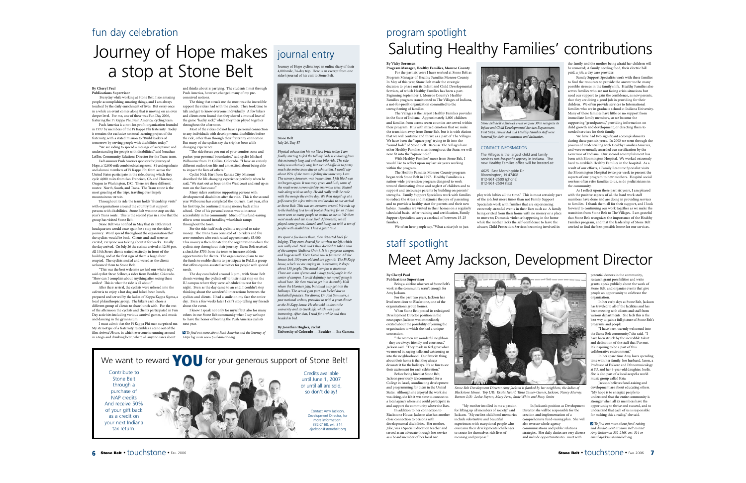fun day celebration

# Journey of Hope makes a stop at Stone Belt

**By Cheryl Paul**
**Publications Supervisor**

Everyday while working at Stone Belt, I see amazing people accomplishing amazing things, and I am always touched by the daily enrichment of lives. But every once in a while an event comes along that is moving on an even deeper level. For me, one of these was Fun Day 2006, featuring the Pi Kappa Phi, Push America, cycling team.

Push America is a not-for-profit organization founded in 1977 by members of the Pi Kappa Phi fraternity. Today it remains the exclusive national learning project of the fraternity, with a stated mission to "Build leaders of tomorrow by serving people with disabilities today."

"We are riding to spread a message of acceptance and understanding for people with disabilities," said Jonathan Leffler, Community Relations Director for the Trans team.

Each summer Push America sponsors the Journey of Hope, a 12,000-mile combined cycling event. 81 undergraduate and alumni members of Pi Kappa Phi from across the United States participate in the ride, during which they cycle 4,000 miles from San Francisco, CA and Florence, Oregon to Washington, D.C. There are three different routes: North, South, and Trans. The Trans route is the most grueling of the trips, traveling over largely mountainous terrain.

Throughout its ride the team holds "friendship visits" with organizations around the country that support persons with disabilities. Stone Belt was one stop on this year's Trans route. This is the second year in a row that the group has visited Stone Belt.

Stone Belt was notified in May that its 10th Street headquarters would once again be a stop on the riders' journey. Word spread throughout the organization that the cyclists would be back. Clients and staff were so excited; everyone was talking about it for weeks. Finally the day arrived. On July 26 the cyclists arrived at 12:30 p.m. All 10th Street clients waited excitedly in front of the building, and at the first sign of them a huge cheer erupted. The cyclists smiled and waved as the clients welcomed them to Stone Belt.

"This was the best welcome we had our whole trip," said cyclist Steve Sollner, a rider from Boulder, Colorado. "How can I complain about anything after seeing these smiles! This is what the ride is all about."

After their arrival, the cyclists were ushered into the cafeteria to enjoy a hot dog and baked bean lunch, prepared and served by the ladies of Kappa Kappa Sigma, a local philanthropic group. The bikers each chose a different group of clients to share lunch with. For the rest of the afternoon the cyclists and clients participated in Fun Day activities including various carnival games, and music and dancing in the gymnasium.

I must admit that the Pi Kappa Phi men surprised me. My stereotype of a fraternity resembles a scene out of the film *Animal House*, in which everyone is running around in a toga and drinking beer; where all anyone cares about and thinks about is partying. The students I met through Push America, however, changed many of my preconceived notions.

The thing that struck me the most was the incredible rapport the riders had with the clients. They took time to talk and get to know everyone individually. A few bikers and clients even found that they shared a mutual love of the game "hacky sack," which they then played together throughout the afternoon.

Most of the riders did not have a personal connection to any individuals with developmental disabilities before the ride, other than through their fraternity connection. But many of the cyclists say the trip has been a life-changing experience.

"The ride forces you out of your comfort zone and pushes your personal boundaries," said cyclist Michael Wilbourne from Ft. Collins, Colorado. "I have an entirely different outlook on life and am excited about being able to impact the lives of others."

Cyclist Nick Hart from Kansas City, Missouri described the life-changing experience perfectly when he said, "We start out as boys on the West coast and end up as men on the East coast."

Many riders continue supporting persons with developmental disabilities after the ride. This is the second year Wilbourne has completed the journey. Last year, after his first trip, he continued raising money back at his school. One of his personal causes was to increase accessibility in his community. Much of his fund-raising efforts went toward installing wheelchair ramps throughout the town.

For the ride itself each cyclist is required to raise money. The Trans team consisted of 15 riders and five crew members who each raised approximately $5,000. This money is then donated to the organizations where the cyclists stop throughout their journey. Stone Belt received a check for $750 from the team to increase athletic opportunities for clients. The organization plans to use the funds to enable clients to participate in PALS, a group that offers equine-assisted activities for people with special needs.

The day concluded around 3 p.m., with Stone Belt clients waving the cyclists off to their next stop on the IU campus where they were scheduled to rest for the night. Even as the day came to an end, I couldn't stop thinking about the wonderful interactions between the cyclists and clients. I had a smile on my face the entire day. Even a few weeks later I can't stop telling my friends about the event.

I know I speak not only for myself but also for many others in our Stone Belt community when I say we hope to have the honor of hosting the Push America cyclists next year.

*To find out more about Push America and the Journey of Hope log on to www.pushamerica.org.*

## journal entry

Journey of Hope cyclists kept an online diary of their 4,000 mile, 74-day trip. Here is an excerpt from one rider's journal of his visit to Stone Belt.

**Stone Belt**
July 26, Day 57

*Physical exhaustion hit me like a brick today. I am finally starting to feel the toll my body is enduring from this extremely long and arduous bike ride. The ride today was relatively easy, but seemed difficult to pretty much the entire team due to exhaustion. I would say about 95% of the team is feeling the same way I am. The scenery, however, was tremendous. I felt like I was in Oregon again. It was very green and lush; some of the roads were surrounded by enormous trees. Knavel rode along with us today. He did really well; he rode with the sweeps the entire day. We then staged up at a golf course for a few minutes and headed to our arrival at Stone Belt. This was an awesome arrival. We rode up to the building to a ton of people cheering for us. I have never seen so many people so excited to see us. We then went inside and ate some food. Afterwards, we all played some games, danced, and hung out with a ton of people with disabilities. I had a great time.*

*We spent a few hours there, then departed back for lodging. They even cheered for us when we left, which was really cool. Nick and I then decided to take a tour of the campus (Indiana Univ.). It is a gorgeous campus, and huge as well. Their Greek row is fantastic. All the houses look 100 years old and are gigantic. The Pi Kapp house, which we are staying in, is awesome; it sleeps about 130 people. The actual campus is awesome. There are a ton of trees and a huge park/jungle in the center of campus. I could definitely see myself going to school here. We then tried to get into Assembly Hall where the Hoosiers play, but could only get into the hallways. The actual gym part was locked due to basketball practice. For dinner, Dr. Phil Summers, a past national archon, provided us with a great dinner at the Pi Kapp house. He also told us about the university and its Greek life, which was quite interesting. After that, I read for a while and then headed to bed.*

**By Jonathan Hughes, cyclist**
**University of Colorado — Boulder — Eta Gamma**

## We want to reward YOU for your generous support of Stone Belt!

Contribute to Stone Belt through a purchase of NAP credits And receive 50% of your gift back as a credit on your next Indiana tax return.

Credits available until June 1, 2007 or until all are sold, so don't delay!

Contact Amy Jackson, Development Director, for more information! 332-2168, ext. 314 ajackson@stonebelt.org

program spotlight

# Saluting Healthy Families' contributions

**By Vicky Sorensen**
**Program Manager, Healthy Families, Monroe County**

For the past six years I have worked at Stone Belt as Program Manager of Healthy Families Monroe County. In May of this year, Stone Belt made the strategic decision to phase out its Infant and Child Developmental Services, of which Healthy Families has been a part. Beginning September 1, Monroe County's Healthy Families program transitioned to The Villages of Indiana, a not-for-profit organization committed to the strengthening of families.

The Villages is the largest Healthy Families provider in the State of Indiana. Approximately 1,000 children and families from across seven counties are served within their program. It is with mixed emotion that we make the transition away from Stone Belt, but it is with elation that we will continue and thrive as a part of The Villages. We have been the "square peg" trying to fit into the "round hole" of Stone Belt. Because The Villages have other Healthy Families sites throughout the State, we will now fit into the "square hole."

With Healthy Families' move from Stone Belt, I would like to reflect upon my last six years working within the program.

The Healthy Families Monroe County program began with Stone Belt in 1997. Healthy Families is a nation-wide prevention program designed to work toward eliminating abuse and neglect of children and to support and encourage parents by building on parents' strengths. Family Support Specialists work with families to reduce the stress and increase the joys of parenting and to provide a healthy start for parents and their new babies. Families are visited in their homes on a regularly scheduled basis. After training and certification, Family Support Specialists carry a caseload of between 15-25 families.

We often hear people say, "What a nice job to just play with babies all the time." This is most certainly part of the job, but more times than not Family Support Specialists work with families that are experiencing extremely stressful events in their lives such as: A family being evicted from their home with no money or a place to move to; Domestic violence happening in the home while the mother lacks the self-confidence to leave the abuser; Child Protection Services becoming involved in the family and the mother being afraid her children will be removed; A family needing food, their electric bill paid, a job, a day care provider.

Family Support Specialists work with these families to find the resources to provide the answer to the many possible stresses in the family's life. Healthy Families also serves families who are not facing crisis situations but need our support to gain the confidence, as new parents, that they are doing a good job in providing for their children. We often provide services to International families who are in graduate school at Indiana University. Many of these families have little or no support from immediate family members, so we become the supporting "grandparent," providing information on child growth and development, or directing them to needed services for their family.

We have had two significant accomplishments during these past six years. In 2003 we went through the process of credentialing with Healthy Families America, and were eventually awarded our certification by the Governor of Indiana. Our second accomplishment has been with Bloomington Hospital. We worked extremely hard to establish Healthy Families in the hospital. As a result of our efforts, a Family Resource Specialist visits the Bloomington Hospital twice per week to present the aspects of our program to new mothers. Hospital social workers often refer families to us, as do pediatricians in the community.

As I reflect upon these past six years, I am pleased with the positive aspects of all the hard work staff members have done and are doing in providing services to families. I thank them all for their support, and I look forward to continuing our work together as we make the transition from Stone Belt to The Villages. I am grateful that Stone Belt recognizes the importance of the Healthy Families program, and that the leadership of Stone Belt worked to find the best possible home for our services.

*Stone Belt held a farewell event on June 30 to recognize its Infant and Child Developmental Services Department. First Steps, Parent Aid and Healthy Families staff were honored for their commitment and dedication.*

### CONTACT INFORMATION

The Villages is the largest child and family services not-for-profit agency in Indiana. The new Healthy Families office will be located at:

4625 East Morningside Dr.
Bloomington, IN 47408
812-961-2500 (phone)
812-961-2504 (fax)

staff spotlight

# Meet Amy Jackson, Development Director

**By Cheryl Paul**
**Publications Supervisor**

Being a sideline observer of Stone Belt's work in the community wasn't enough for Amy Jackson.

For the past two years, Jackson has lived next door to Blackstone, one of the organization's group homes.

When Stone Belt posted its redesigned Development Director position in the newspaper, Jackson was immediately excited about the possibility of joining the organization to which she had a unique connection.

"The women are wonderful neighbors – they are always friendly and courteous," Jackson said. "They made us feel great when we moved in, saying hello and welcoming us into the neighborhood. Our favorite thing about their home is that they always decorate it for the holidays. It's so fun to see their excitement for each celebration."

Before being hired at Stone Belt, Jackson previously telecommuted for a College in Israel, coordinating development and programming for them in the United States. Although she enjoyed the work she was doing, she felt it was time to connect to a local agency where she could participate in and support the community where she lives.

In addition to her connection to Blackstone House, Jackson also has another close connection to persons with developmental disabilities. Her mother, Julie, was a Special Education teacher and served as an advocate through her service as a board member of her local Arc.

"My mother instilled in me a passion for lifting up all members of society," said Jackson. "My earliest childhood memories include substantive and beautiful experiences with exceptional people who overcame their developmental challenges to create for themselves rich lives of meaning and purpose."

In Jackson's position as Development Director she will be responsible for the creation and implementation of a comprehensive fund-raising plan. She will also oversee whole-agency communications and public relations strategies. Her daily duties are very diverse and include opportunities to: meet with potential donors in the community, research grant possibilities and write grants, speak publicly about the work of Stone Belt, and organize events that give people an opportunity to celebrate the organization.

In her early days at Stone Belt, Jackson has traveled to all of the facilities and has been meeting with clients and staff from various departments. She feels this is the best way to gain a full picture of Stone Belt's programs and people.

"I have been warmly welcomed into the Stone Belt community," she said. "I have been struck by the incredible talent and dedication of the staff that I've met. It's inspiring to be a part of this collaborative environment."

In her spare time Amy loves spending time with her family: her husband, Jason, a Professor of Folkore and Ethnomusicology at IU, and her 4-year-old daughter, Joelle. She is also part of a local acapella world music group called Kaia.

Jackson believes fund-raising and development are about educating others. "My hope is to energize people to understand that the entire community is stronger when all its members have the opportunity to thrive and succeed, and to understand that each of us is responsible for making this a reality," she said.

*Stone Belt Development Director Amy Jackson is flanked by her neighbors, the ladies of Blackstone House. Top L/R: Krista Heard, Tasia Tanier-Gesner, Jackson, Nancy Murray. Bottom L/R: Leslee Payton, Mary Perri, Susie White and Patsy Smitz*

*To find out more about fund-raising and development at Stone Belt contact Amy Jackson at 332-2168, ext. 314 or email ajackson@stonebelt.org.*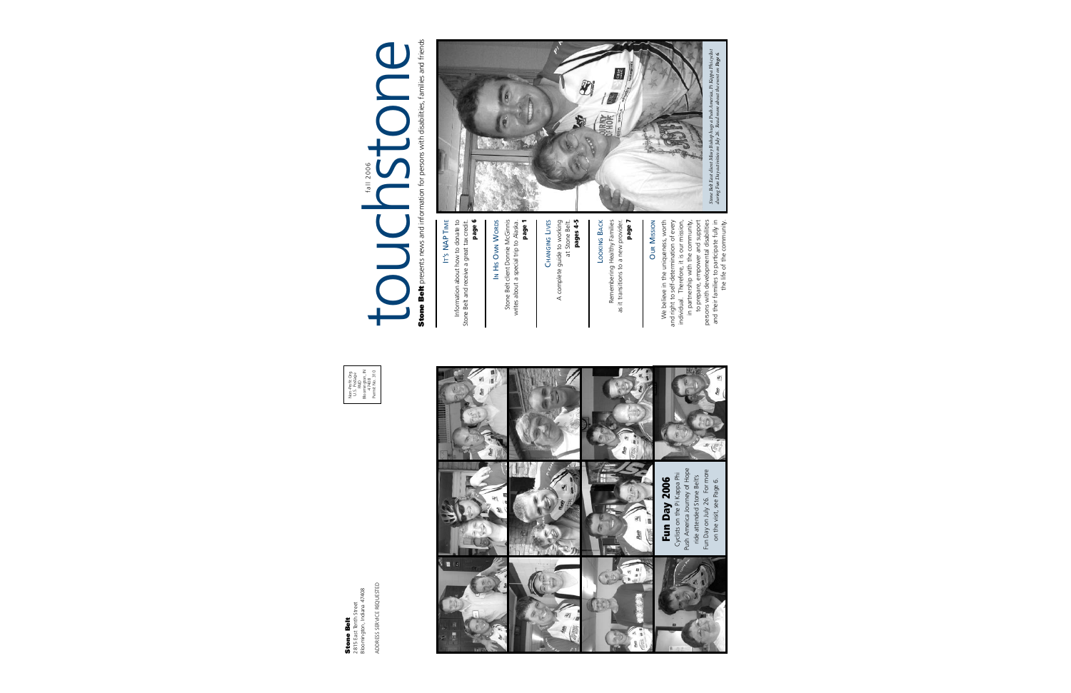# touchstone

fall 2006

**Stone Belt** presents news and information for persons with disabilities, families and friends

### It's NAP Time

Information about how to donate to Stone Belt and receive a great tax credit.

**page 6**

### In His Own Words

Stone Belt client Donnie McGinnis writes about a special trip to Alaska.

**page 1**

### Changing Lives

A complete guide to working at Stone Belt.

**pages 4-5**

### Looking Back

Remembering Healthy Families as it transitions to a new provider.

**page 7**

### Our Mission

We believe in the uniqueness, worth and right to self-determination of every individual. Therefore, it is our mission, in partnership with the community, to prepare, empower and support persons with developmental disabilities and their families to participate fully in the life of the community.

*Stone Belt East client Missy Hoberg hugs a Push America, Pi Kappa Phi cyclist during Fun Day activities on July 26. Read more about the event on Page 6.*

## Fun Day 2006

Cyclists on the Pi Kappa Phi Push America Journey of Hope ride attended Stone Belt's Fun Day on July 26. For more on the visit, see Page 6.

**Stone Belt**
2815 East Tenth Street
Bloomington, Indiana 47408

ADDRESS SERVICE REQUESTED

Non-Profit Org.
U.S. Postage
PAID
Bloomington, IN
47408
Permit No. 310